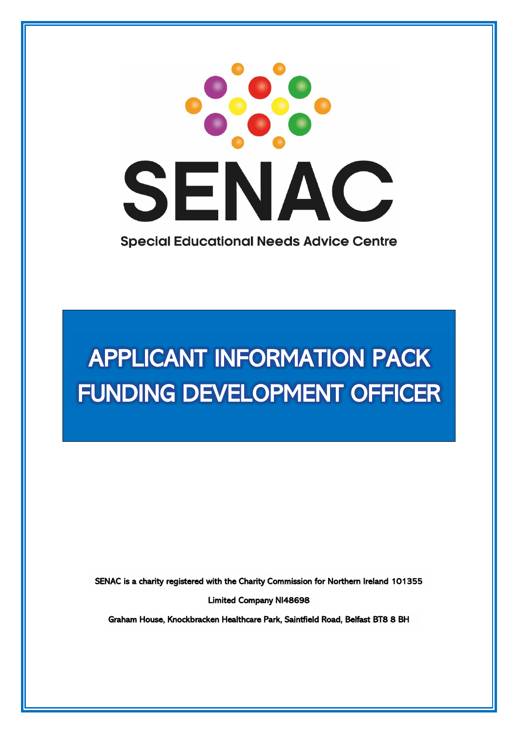SENAC

Special Educational Needs Advice Centre

# APPLICANT INFORMATION PACK
# FUNDING DEVELOPMENT OFFICER

SENAC is a charity registered with the Charity Commission for Northern Ireland 101355

Limited Company NI48698

Graham House, Knockbracken Healthcare Park, Saintfield Road, Belfast BT8 8 BH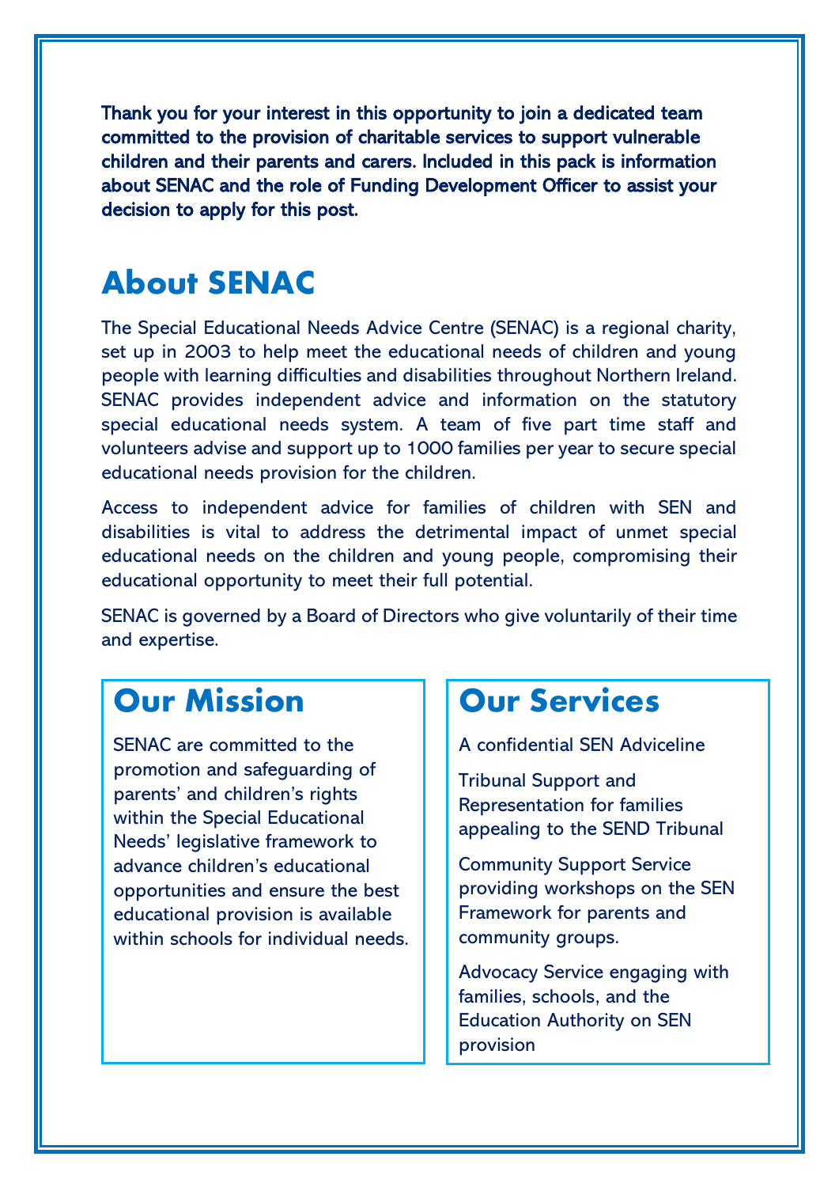**Thank you for your interest in this opportunity to join a dedicated team committed to the provision of charitable services to support vulnerable children and their parents and carers. Included in this pack is information about SENAC and the role of Funding Development Officer to assist your decision to apply for this post.**

## About SENAC

The Special Educational Needs Advice Centre (SENAC) is a regional charity, set up in 2003 to help meet the educational needs of children and young people with learning difficulties and disabilities throughout Northern Ireland. SENAC provides independent advice and information on the statutory special educational needs system. A team of five part time staff and volunteers advise and support up to 1000 families per year to secure special educational needs provision for the children.

Access to independent advice for families of children with SEN and disabilities is vital to address the detrimental impact of unmet special educational needs on the children and young people, compromising their educational opportunity to meet their full potential.

SENAC is governed by a Board of Directors who give voluntarily of their time and expertise.

## Our Mission

SENAC are committed to the promotion and safeguarding of parents' and children's rights within the Special Educational Needs' legislative framework to advance children's educational opportunities and ensure the best educational provision is available within schools for individual needs.

## Our Services

A confidential SEN Adviceline

Tribunal Support and Representation for families appealing to the SEND Tribunal

Community Support Service providing workshops on the SEN Framework for parents and community groups.

Advocacy Service engaging with families, schools, and the Education Authority on SEN provision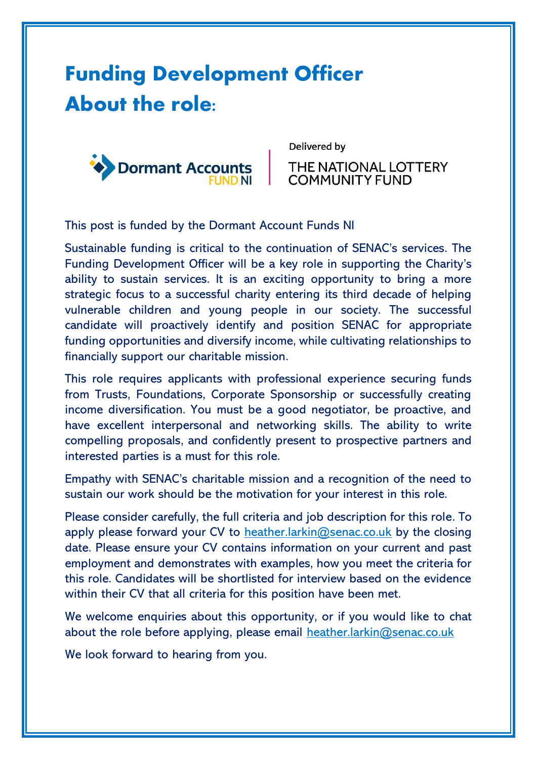# Funding Development Officer
# About the role:

Delivered by

THE NATIONAL LOTTERY COMMUNITY FUND

This post is funded by the Dormant Account Funds NI

Sustainable funding is critical to the continuation of SENAC's services. The Funding Development Officer will be a key role in supporting the Charity's ability to sustain services. It is an exciting opportunity to bring a more strategic focus to a successful charity entering its third decade of helping vulnerable children and young people in our society. The successful candidate will proactively identify and position SENAC for appropriate funding opportunities and diversify income, while cultivating relationships to financially support our charitable mission.

This role requires applicants with professional experience securing funds from Trusts, Foundations, Corporate Sponsorship or successfully creating income diversification. You must be a good negotiator, be proactive, and have excellent interpersonal and networking skills. The ability to write compelling proposals, and confidently present to prospective partners and interested parties is a must for this role.

Empathy with SENAC's charitable mission and a recognition of the need to sustain our work should be the motivation for your interest in this role.

Please consider carefully, the full criteria and job description for this role. To apply please forward your CV to heather.larkin@senac.co.uk by the closing date. Please ensure your CV contains information on your current and past employment and demonstrates with examples, how you meet the criteria for this role. Candidates will be shortlisted for interview based on the evidence within their CV that all criteria for this position have been met.

We welcome enquiries about this opportunity, or if you would like to chat about the role before applying, please email heather.larkin@senac.co.uk

We look forward to hearing from you.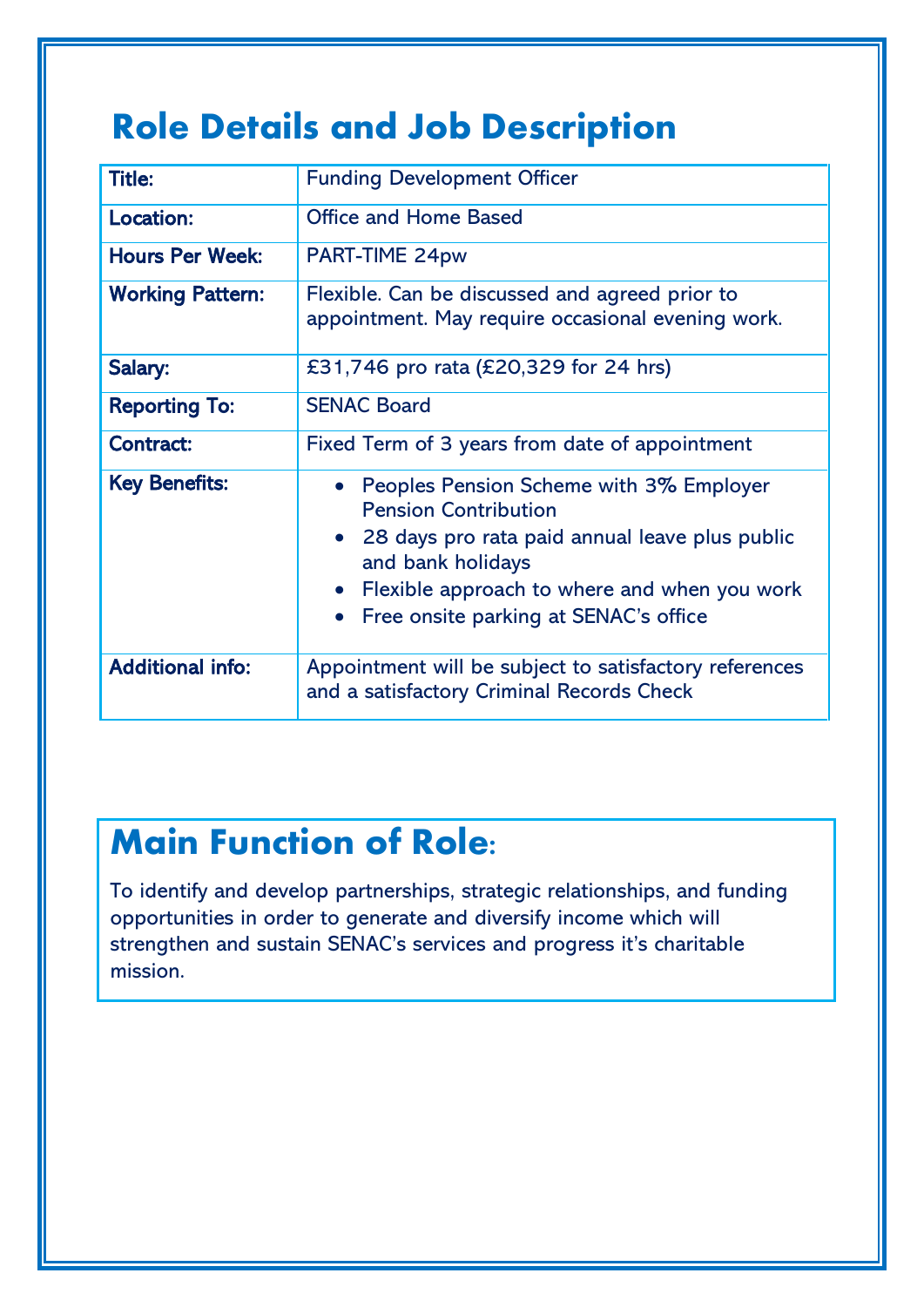# Role Details and Job Description

| Title: | Funding Development Officer |
|---|---|
| Location: | Office and Home Based |
| Hours Per Week: | PART-TIME 24pw |
| Working Pattern: | Flexible. Can be discussed and agreed prior to appointment. May require occasional evening work. |
| Salary: | £31,746 pro rata (£20,329 for 24 hrs) |
| Reporting To: | SENAC Board |
| Contract: | Fixed Term of 3 years from date of appointment |
| Key Benefits: | • Peoples Pension Scheme with 3% Employer Pension Contribution<br>• 28 days pro rata paid annual leave plus public and bank holidays<br>• Flexible approach to where and when you work<br>• Free onsite parking at SENAC's office |
| Additional info: | Appointment will be subject to satisfactory references and a satisfactory Criminal Records Check |

## Main Function of Role:

To identify and develop partnerships, strategic relationships, and funding opportunities in order to generate and diversify income which will strengthen and sustain SENAC's services and progress it's charitable mission.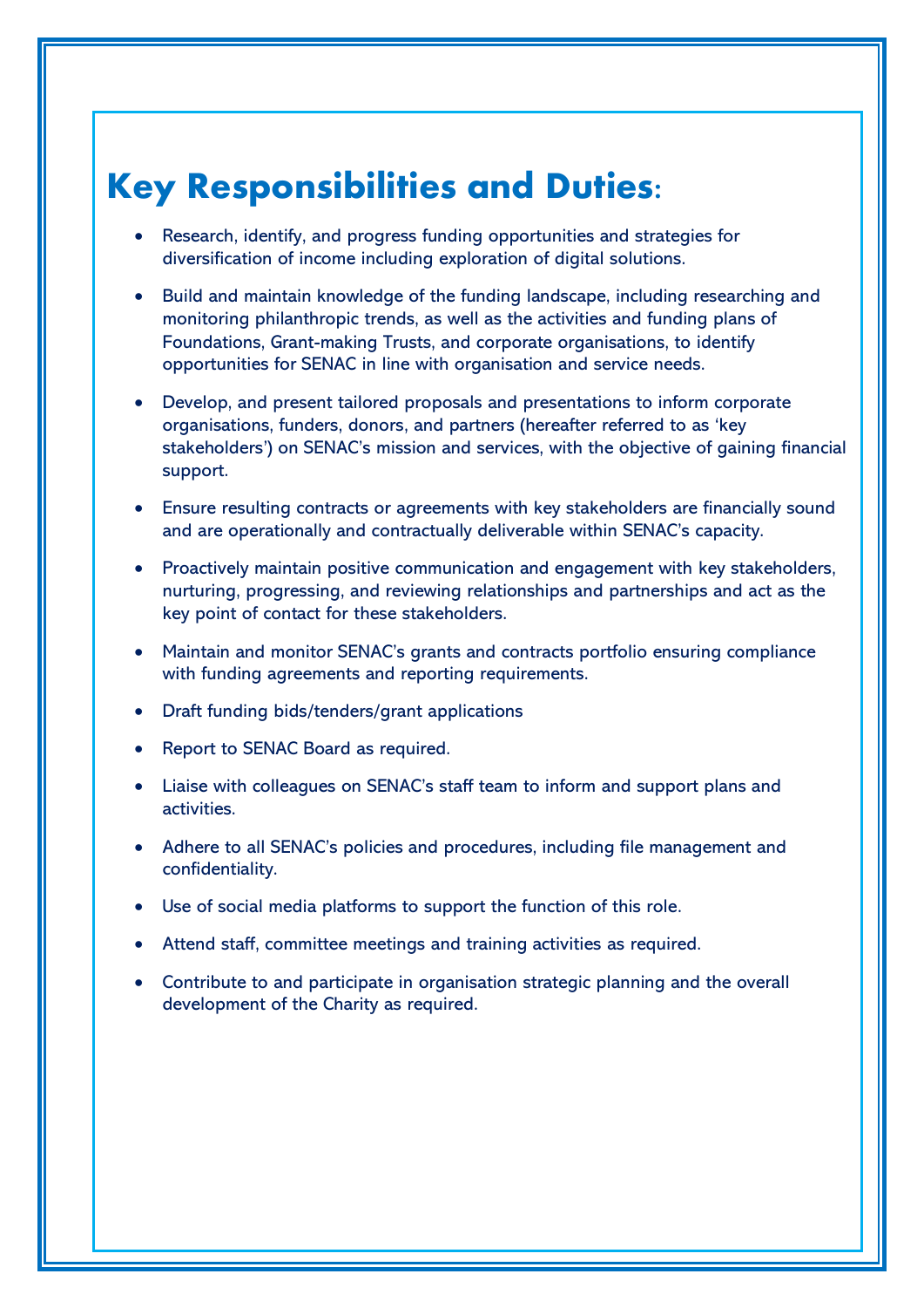## Key Responsibilities and Duties:

- Research, identify, and progress funding opportunities and strategies for diversification of income including exploration of digital solutions.
- Build and maintain knowledge of the funding landscape, including researching and monitoring philanthropic trends, as well as the activities and funding plans of Foundations, Grant-making Trusts, and corporate organisations, to identify opportunities for SENAC in line with organisation and service needs.
- Develop, and present tailored proposals and presentations to inform corporate organisations, funders, donors, and partners (hereafter referred to as 'key stakeholders') on SENAC's mission and services, with the objective of gaining financial support.
- Ensure resulting contracts or agreements with key stakeholders are financially sound and are operationally and contractually deliverable within SENAC's capacity.
- Proactively maintain positive communication and engagement with key stakeholders, nurturing, progressing, and reviewing relationships and partnerships and act as the key point of contact for these stakeholders.
- Maintain and monitor SENAC's grants and contracts portfolio ensuring compliance with funding agreements and reporting requirements.
- Draft funding bids/tenders/grant applications
- Report to SENAC Board as required.
- Liaise with colleagues on SENAC's staff team to inform and support plans and activities.
- Adhere to all SENAC's policies and procedures, including file management and confidentiality.
- Use of social media platforms to support the function of this role.
- Attend staff, committee meetings and training activities as required.
- Contribute to and participate in organisation strategic planning and the overall development of the Charity as required.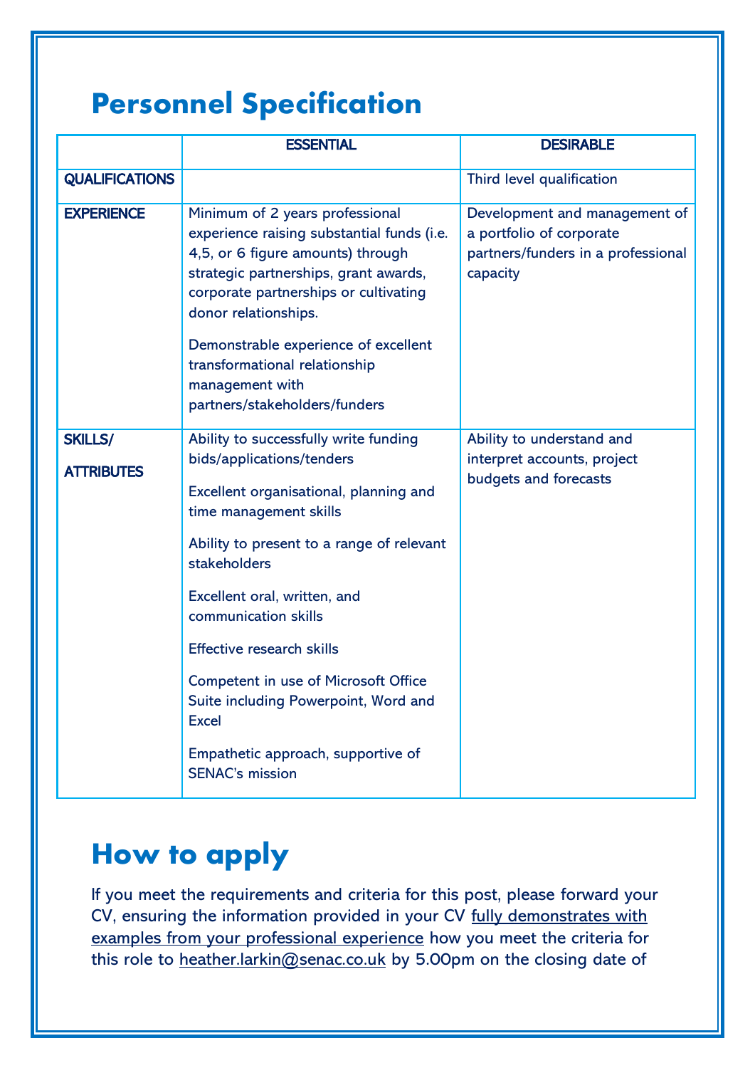# Personnel Specification

| | ESSENTIAL | DESIRABLE |
|---|---|---|
| QUALIFICATIONS | | Third level qualification |
| EXPERIENCE | Minimum of 2 years professional experience raising substantial funds (i.e. 4,5, or 6 figure amounts) through strategic partnerships, grant awards, corporate partnerships or cultivating donor relationships.<br><br>Demonstrable experience of excellent transformational relationship management with partners/stakeholders/funders | Development and management of a portfolio of corporate partners/funders in a professional capacity |
| SKILLS/ ATTRIBUTES | Ability to successfully write funding bids/applications/tenders<br><br>Excellent organisational, planning and time management skills<br><br>Ability to present to a range of relevant stakeholders<br><br>Excellent oral, written, and communication skills<br><br>Effective research skills<br><br>Competent in use of Microsoft Office Suite including Powerpoint, Word and Excel<br><br>Empathetic approach, supportive of SENAC's mission | Ability to understand and interpret accounts, project budgets and forecasts |

# How to apply

If you meet the requirements and criteria for this post, please forward your CV, ensuring the information provided in your CV fully demonstrates with examples from your professional experience how you meet the criteria for this role to heather.larkin@senac.co.uk by 5.00pm on the closing date of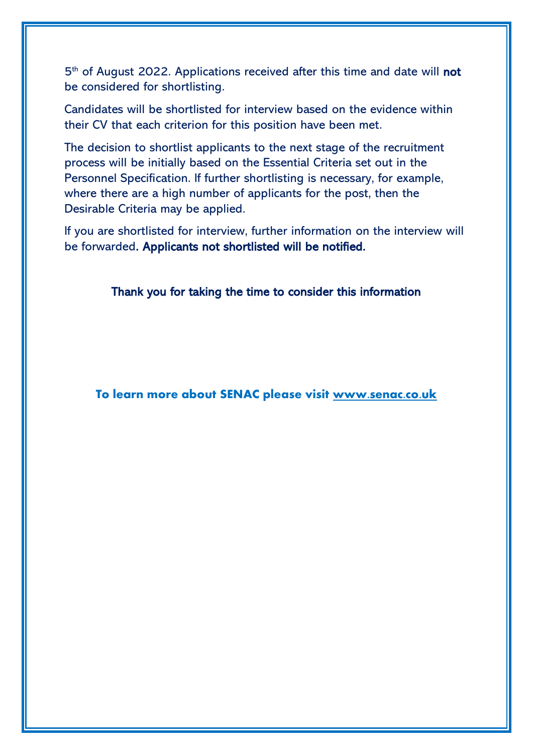5th of August 2022. Applications received after this time and date will **not** be considered for shortlisting.

Candidates will be shortlisted for interview based on the evidence within their CV that each criterion for this position have been met.

The decision to shortlist applicants to the next stage of the recruitment process will be initially based on the Essential Criteria set out in the Personnel Specification. If further shortlisting is necessary, for example, where there are a high number of applicants for the post, then the Desirable Criteria may be applied.

If you are shortlisted for interview, further information on the interview will be forwarded**. Applicants not shortlisted will be notified.**

**Thank you for taking the time to consider this information**

**To learn more about SENAC please visit [www.senac.co.uk](http://www.senac.co.uk)**